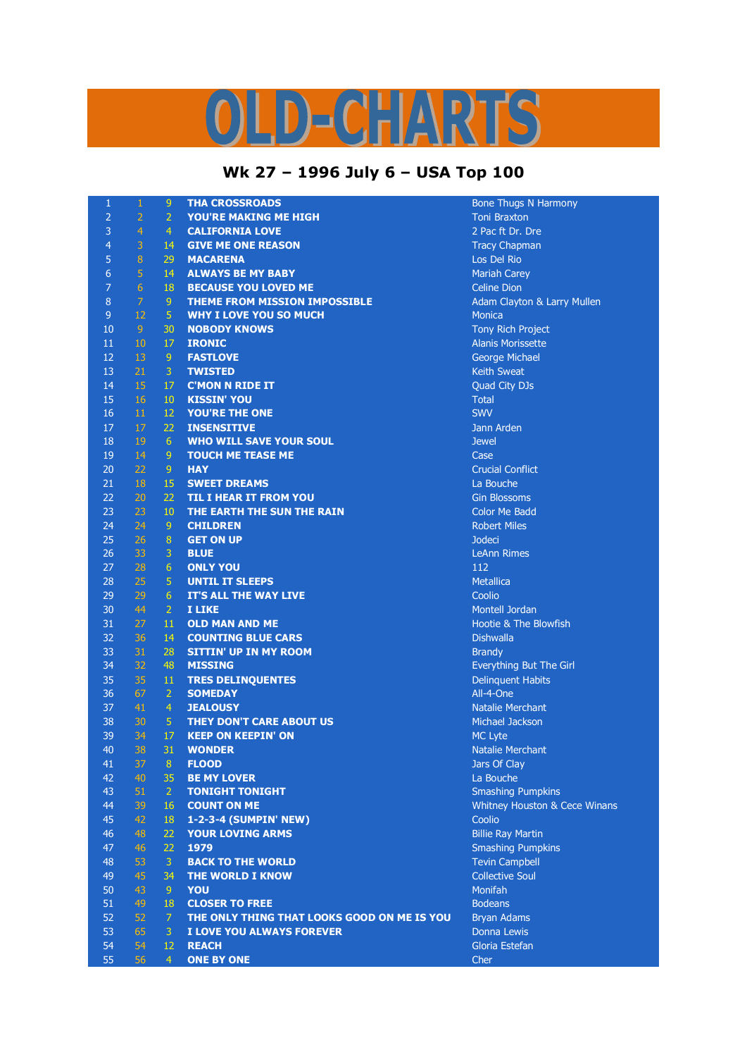# OLD-CHARTS

## Wk 27 – 1996 July 6 – USA Top 100

| | | | | |
|---|---|---|---|---|
| 1 | 1 | 9 | THA CROSSROADS | Bone Thugs N Harmony |
| 2 | 2 | 2 | YOU'RE MAKING ME HIGH | Toni Braxton |
| 3 | 4 | 4 | CALIFORNIA LOVE | 2 Pac ft Dr. Dre |
| 4 | 3 | 14 | GIVE ME ONE REASON | Tracy Chapman |
| 5 | 8 | 29 | MACARENA | Los Del Rio |
| 6 | 5 | 14 | ALWAYS BE MY BABY | Mariah Carey |
| 7 | 6 | 18 | BECAUSE YOU LOVED ME | Celine Dion |
| 8 | 7 | 9 | THEME FROM MISSION IMPOSSIBLE | Adam Clayton & Larry Mullen |
| 9 | 12 | 5 | WHY I LOVE YOU SO MUCH | Monica |
| 10 | 9 | 30 | NOBODY KNOWS | Tony Rich Project |
| 11 | 10 | 17 | IRONIC | Alanis Morissette |
| 12 | 13 | 9 | FASTLOVE | George Michael |
| 13 | 21 | 3 | TWISTED | Keith Sweat |
| 14 | 15 | 17 | C'MON N RIDE IT | Quad City DJs |
| 15 | 16 | 10 | KISSIN' YOU | Total |
| 16 | 11 | 12 | YOU'RE THE ONE | SWV |
| 17 | 17 | 22 | INSENSITIVE | Jann Arden |
| 18 | 19 | 6 | WHO WILL SAVE YOUR SOUL | Jewel |
| 19 | 14 | 9 | TOUCH ME TEASE ME | Case |
| 20 | 22 | 9 | HAY | Crucial Conflict |
| 21 | 18 | 15 | SWEET DREAMS | La Bouche |
| 22 | 20 | 22 | TIL I HEAR IT FROM YOU | Gin Blossoms |
| 23 | 23 | 10 | THE EARTH THE SUN THE RAIN | Color Me Badd |
| 24 | 24 | 9 | CHILDREN | Robert Miles |
| 25 | 26 | 8 | GET ON UP | Jodeci |
| 26 | 33 | 3 | BLUE | LeAnn Rimes |
| 27 | 28 | 6 | ONLY YOU | 112 |
| 28 | 25 | 5 | UNTIL IT SLEEPS | Metallica |
| 29 | 29 | 6 | IT'S ALL THE WAY LIVE | Coolio |
| 30 | 44 | 2 | I LIKE | Montell Jordan |
| 31 | 27 | 11 | OLD MAN AND ME | Hootie & The Blowfish |
| 32 | 36 | 14 | COUNTING BLUE CARS | Dishwalla |
| 33 | 31 | 28 | SITTIN' UP IN MY ROOM | Brandy |
| 34 | 32 | 48 | MISSING | Everything But The Girl |
| 35 | 35 | 11 | TRES DELINQUENTES | Delinquent Habits |
| 36 | 67 | 2 | SOMEDAY | All-4-One |
| 37 | 41 | 4 | JEALOUSY | Natalie Merchant |
| 38 | 30 | 5 | THEY DON'T CARE ABOUT US | Michael Jackson |
| 39 | 34 | 17 | KEEP ON KEEPIN' ON | MC Lyte |
| 40 | 38 | 31 | WONDER | Natalie Merchant |
| 41 | 37 | 8 | FLOOD | Jars Of Clay |
| 42 | 40 | 35 | BE MY LOVER | La Bouche |
| 43 | 51 | 2 | TONIGHT TONIGHT | Smashing Pumpkins |
| 44 | 39 | 16 | COUNT ON ME | Whitney Houston & Cece Winans |
| 45 | 42 | 18 | 1-2-3-4 (SUMPIN' NEW) | Coolio |
| 46 | 48 | 22 | YOUR LOVING ARMS | Billie Ray Martin |
| 47 | 46 | 22 | 1979 | Smashing Pumpkins |
| 48 | 53 | 3 | BACK TO THE WORLD | Tevin Campbell |
| 49 | 45 | 34 | THE WORLD I KNOW | Collective Soul |
| 50 | 43 | 9 | YOU | Monifah |
| 51 | 49 | 18 | CLOSER TO FREE | Bodeans |
| 52 | 52 | 7 | THE ONLY THING THAT LOOKS GOOD ON ME IS YOU | Bryan Adams |
| 53 | 65 | 3 | I LOVE YOU ALWAYS FOREVER | Donna Lewis |
| 54 | 54 | 12 | REACH | Gloria Estefan |
| 55 | 56 | 4 | ONE BY ONE | Cher |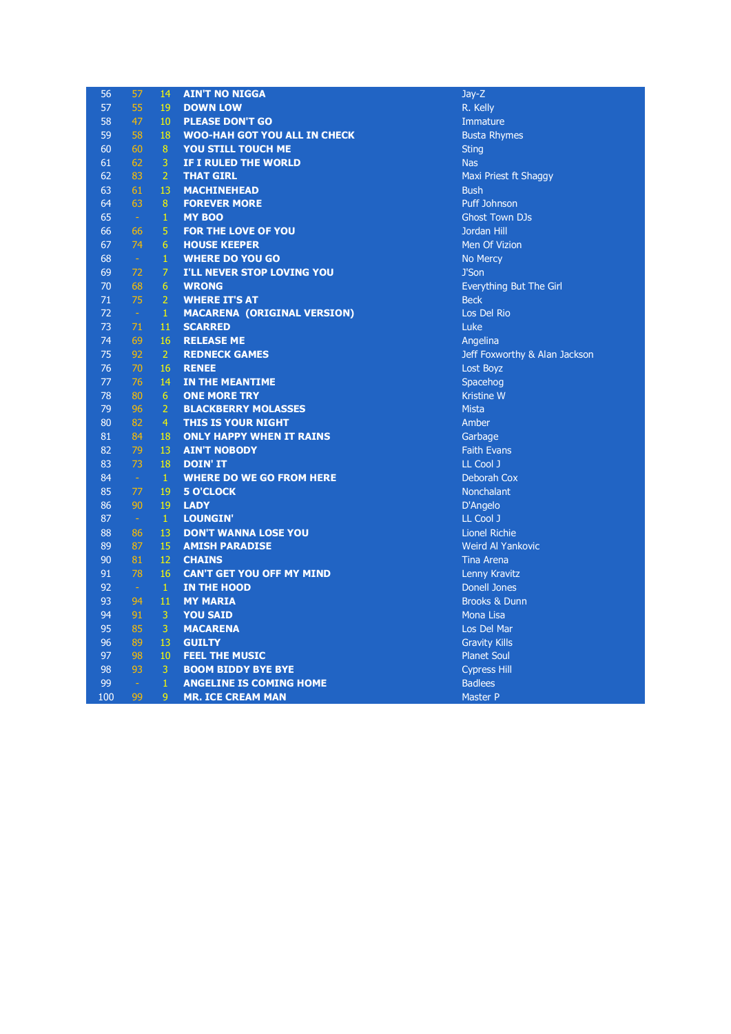| | | | | |
|---|---|---|---|---|
| 56 | 57 | 14 | AIN'T NO NIGGA | Jay-Z |
| 57 | 55 | 19 | DOWN LOW | R. Kelly |
| 58 | 47 | 10 | PLEASE DON'T GO | Immature |
| 59 | 58 | 18 | WOO-HAH GOT YOU ALL IN CHECK | Busta Rhymes |
| 60 | 60 | 8 | YOU STILL TOUCH ME | Sting |
| 61 | 62 | 3 | IF I RULED THE WORLD | Nas |
| 62 | 83 | 2 | THAT GIRL | Maxi Priest ft Shaggy |
| 63 | 61 | 13 | MACHINEHEAD | Bush |
| 64 | 63 | 8 | FOREVER MORE | Puff Johnson |
| 65 | - | 1 | MY BOO | Ghost Town DJs |
| 66 | 66 | 5 | FOR THE LOVE OF YOU | Jordan Hill |
| 67 | 74 | 6 | HOUSE KEEPER | Men Of Vizion |
| 68 | - | 1 | WHERE DO YOU GO | No Mercy |
| 69 | 72 | 7 | I'LL NEVER STOP LOVING YOU | J'Son |
| 70 | 68 | 6 | WRONG | Everything But The Girl |
| 71 | 75 | 2 | WHERE IT'S AT | Beck |
| 72 | - | 1 | MACARENA (ORIGINAL VERSION) | Los Del Rio |
| 73 | 71 | 11 | SCARRED | Luke |
| 74 | 69 | 16 | RELEASE ME | Angelina |
| 75 | 92 | 2 | REDNECK GAMES | Jeff Foxworthy & Alan Jackson |
| 76 | 70 | 16 | RENEE | Lost Boyz |
| 77 | 76 | 14 | IN THE MEANTIME | Spacehog |
| 78 | 80 | 6 | ONE MORE TRY | Kristine W |
| 79 | 96 | 2 | BLACKBERRY MOLASSES | Mista |
| 80 | 82 | 4 | THIS IS YOUR NIGHT | Amber |
| 81 | 84 | 18 | ONLY HAPPY WHEN IT RAINS | Garbage |
| 82 | 79 | 13 | AIN'T NOBODY | Faith Evans |
| 83 | 73 | 18 | DOIN' IT | LL Cool J |
| 84 | - | 1 | WHERE DO WE GO FROM HERE | Deborah Cox |
| 85 | 77 | 19 | 5 O'CLOCK | Nonchalant |
| 86 | 90 | 19 | LADY | D'Angelo |
| 87 | - | 1 | LOUNGIN' | LL Cool J |
| 88 | 86 | 13 | DON'T WANNA LOSE YOU | Lionel Richie |
| 89 | 87 | 15 | AMISH PARADISE | Weird Al Yankovic |
| 90 | 81 | 12 | CHAINS | Tina Arena |
| 91 | 78 | 16 | CAN'T GET YOU OFF MY MIND | Lenny Kravitz |
| 92 | - | 1 | IN THE HOOD | Donell Jones |
| 93 | 94 | 11 | MY MARIA | Brooks & Dunn |
| 94 | 91 | 3 | YOU SAID | Mona Lisa |
| 95 | 85 | 3 | MACARENA | Los Del Mar |
| 96 | 89 | 13 | GUILTY | Gravity Kills |
| 97 | 98 | 10 | FEEL THE MUSIC | Planet Soul |
| 98 | 93 | 3 | BOOM BIDDY BYE BYE | Cypress Hill |
| 99 | - | 1 | ANGELINE IS COMING HOME | Badlees |
| 100 | 99 | 9 | MR. ICE CREAM MAN | Master P |